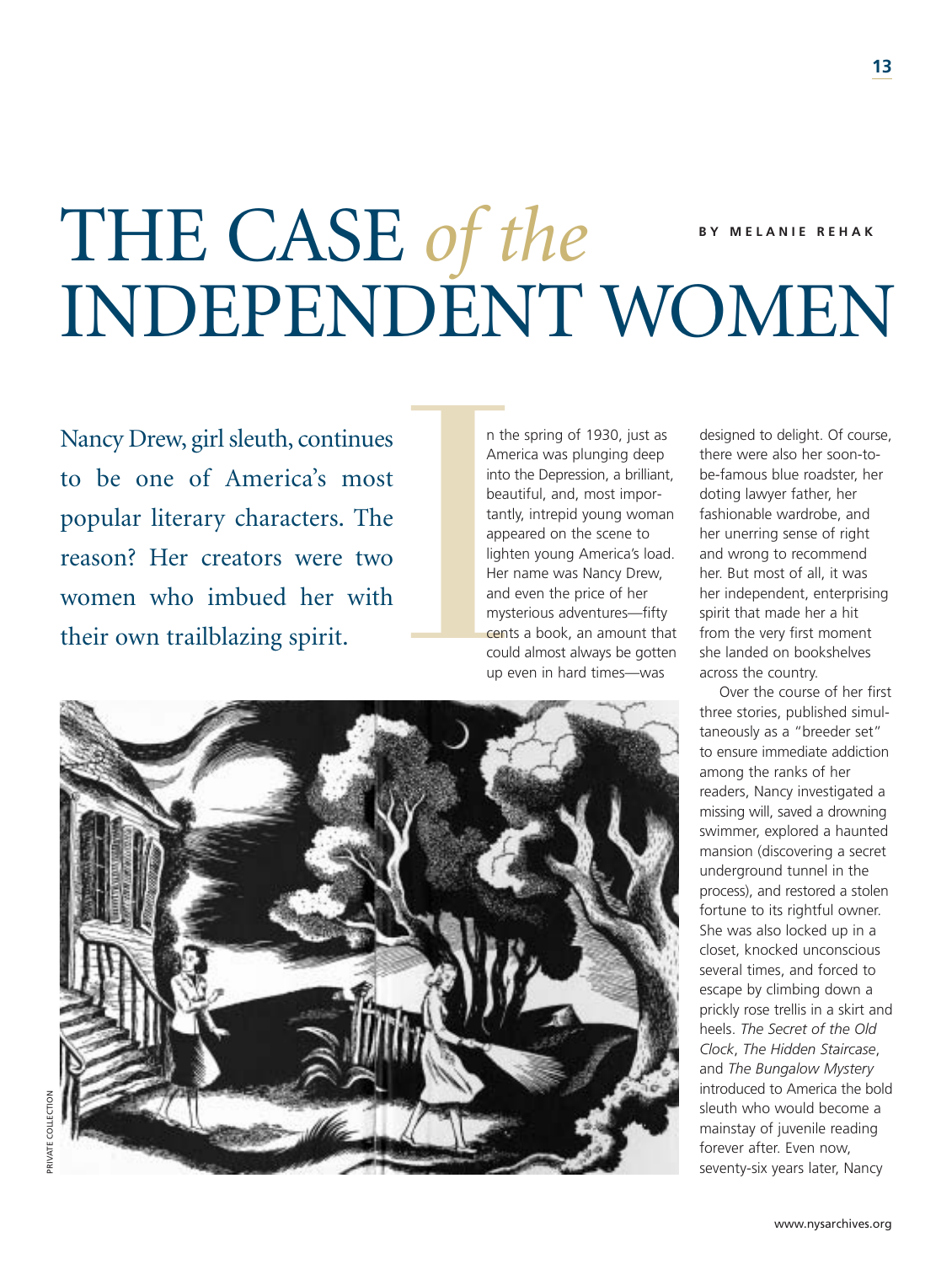# THE CASE *of the* INDEPENDENT WOMEN

**BY MELANIE REHAK**

Nancy Drew, girl sleuth, continues to be one of America's most popular literary characters. The reason? Her creators were two women who imbued her with their own trailblazing spirit.

In the spring of 1930, just as America was plunging deep into the Depression, a brilliant, beautiful, and, most importantly, intrepid young woman appeared on the scene to lighten young America's load. Her name was Nancy Drew, and even the price of her mysterious adventures—fifty cents a book, an amount that could almost always be gotten up even in hard times—was designed to delight. Of course, there were also her soon-to-be-famous blue roadster, her doting lawyer father, her fashionable wardrobe, and her unerring sense of right and wrong to recommend her. But most of all, it was her independent, enterprising spirit that made her a hit from the very first moment she landed on bookshelves across the country.

Over the course of her first three stories, published simultaneously as a "breeder set" to ensure immediate addiction among the ranks of her readers, Nancy investigated a missing will, saved a drowning swimmer, explored a haunted mansion (discovering a secret underground tunnel in the process), and restored a stolen fortune to its rightful owner. She was also locked up in a closet, knocked unconscious several times, and forced to escape by climbing down a prickly rose trellis in a skirt and heels. *The Secret of the Old Clock*, *The Hidden Staircase*, and *The Bungalow Mystery* introduced to America the bold sleuth who would become a mainstay of juvenile reading forever after. Even now, seventy-six years later, Nancy

PRIVATE COLLECTION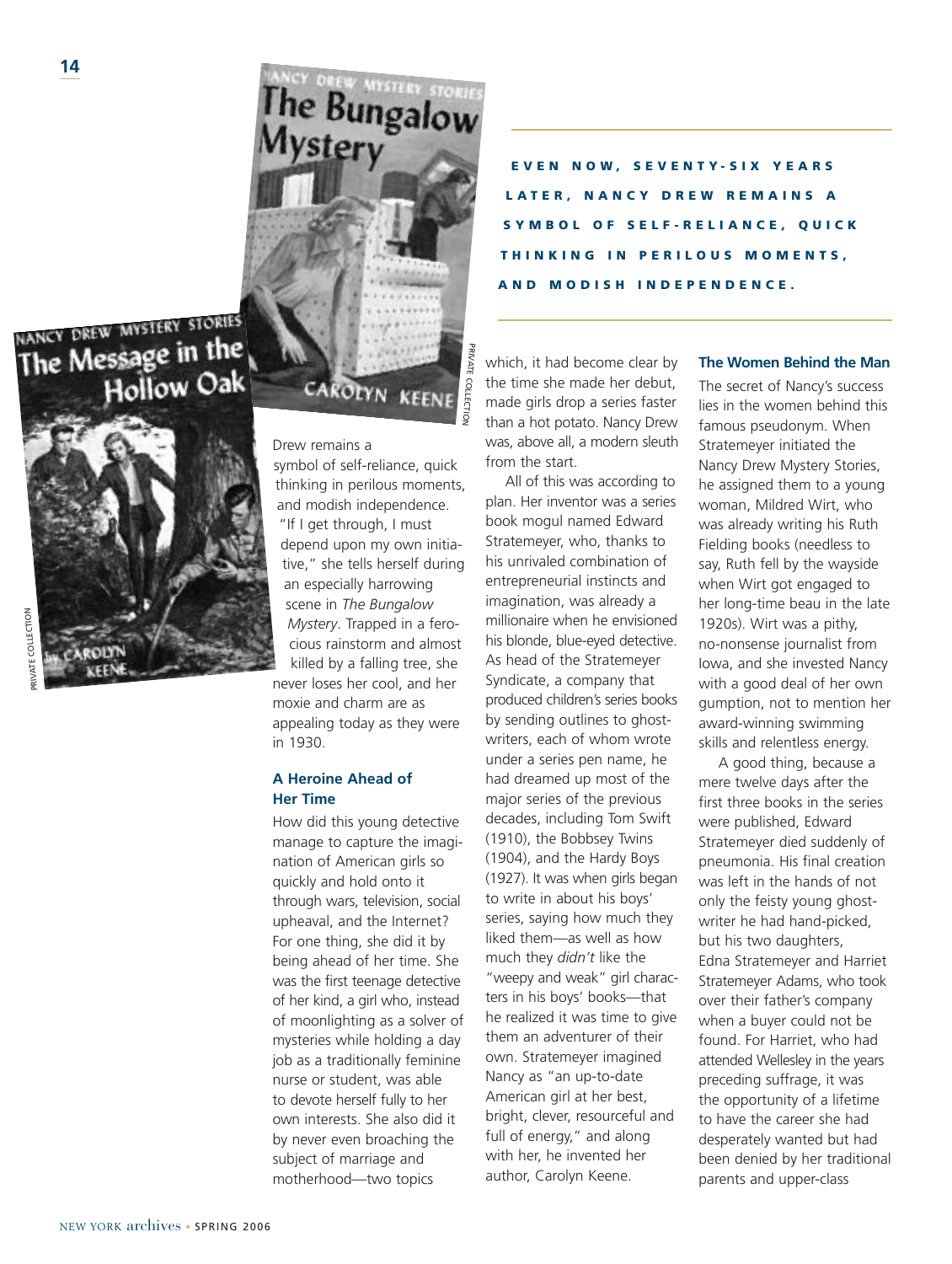**EVEN NOW, SEVENTY-SIX YEARS LATER, NANCY DREW REMAINS A SYMBOL OF SELF-RELIANCE, QUICK THINKING IN PERILOUS MOMENTS, AND MODISH INDEPENDENCE.**

Drew remains a symbol of self-reliance, quick thinking in perilous moments, and modish independence. "If I get through, I must depend upon my own initiative," she tells herself during an especially harrowing scene in *The Bungalow Mystery*. Trapped in a ferocious rainstorm and almost killed by a falling tree, she never loses her cool, and her moxie and charm are as appealing today as they were in 1930.

### A Heroine Ahead of Her Time

How did this young detective manage to capture the imagination of American girls so quickly and hold onto it through wars, television, social upheaval, and the Internet? For one thing, she did it by being ahead of her time. She was the first teenage detective of her kind, a girl who, instead of moonlighting as a solver of mysteries while holding a day job as a traditionally feminine nurse or student, was able to devote herself fully to her own interests. She also did it by never even broaching the subject of marriage and motherhood—two topics which, it had become clear by the time she made her debut, made girls drop a series faster than a hot potato. Nancy Drew was, above all, a modern sleuth from the start.

All of this was according to plan. Her inventor was a series book mogul named Edward Stratemeyer, who, thanks to his unrivaled combination of entrepreneurial instincts and imagination, was already a millionaire when he envisioned his blonde, blue-eyed detective. As head of the Stratemeyer Syndicate, a company that produced children's series books by sending outlines to ghostwriters, each of whom wrote under a series pen name, he had dreamed up most of the major series of the previous decades, including Tom Swift (1910), the Bobbsey Twins (1904), and the Hardy Boys (1927). It was when girls began to write in about his boys' series, saying how much they liked them—as well as how much they *didn't* like the "weepy and weak" girl characters in his boys' books—that he realized it was time to give them an adventurer of their own. Stratemeyer imagined Nancy as "an up-to-date American girl at her best, bright, clever, resourceful and full of energy," and along with her, he invented her author, Carolyn Keene.

### The Women Behind the Man

The secret of Nancy's success lies in the women behind this famous pseudonym. When Stratemeyer initiated the Nancy Drew Mystery Stories, he assigned them to a young woman, Mildred Wirt, who was already writing his Ruth Fielding books (needless to say, Ruth fell by the wayside when Wirt got engaged to her long-time beau in the late 1920s). Wirt was a pithy, no-nonsense journalist from Iowa, and she invested Nancy with a good deal of her own gumption, not to mention her award-winning swimming skills and relentless energy.

A good thing, because a mere twelve days after the first three books in the series were published, Edward Stratemeyer died suddenly of pneumonia. His final creation was left in the hands of not only the feisty young ghostwriter he had hand-picked, but his two daughters, Edna Stratemeyer and Harriet Stratemeyer Adams, who took over their father's company when a buyer could not be found. For Harriet, who had attended Wellesley in the years preceding suffrage, it was the opportunity of a lifetime to have the career she had desperately wanted but had been denied by her traditional parents and upper-class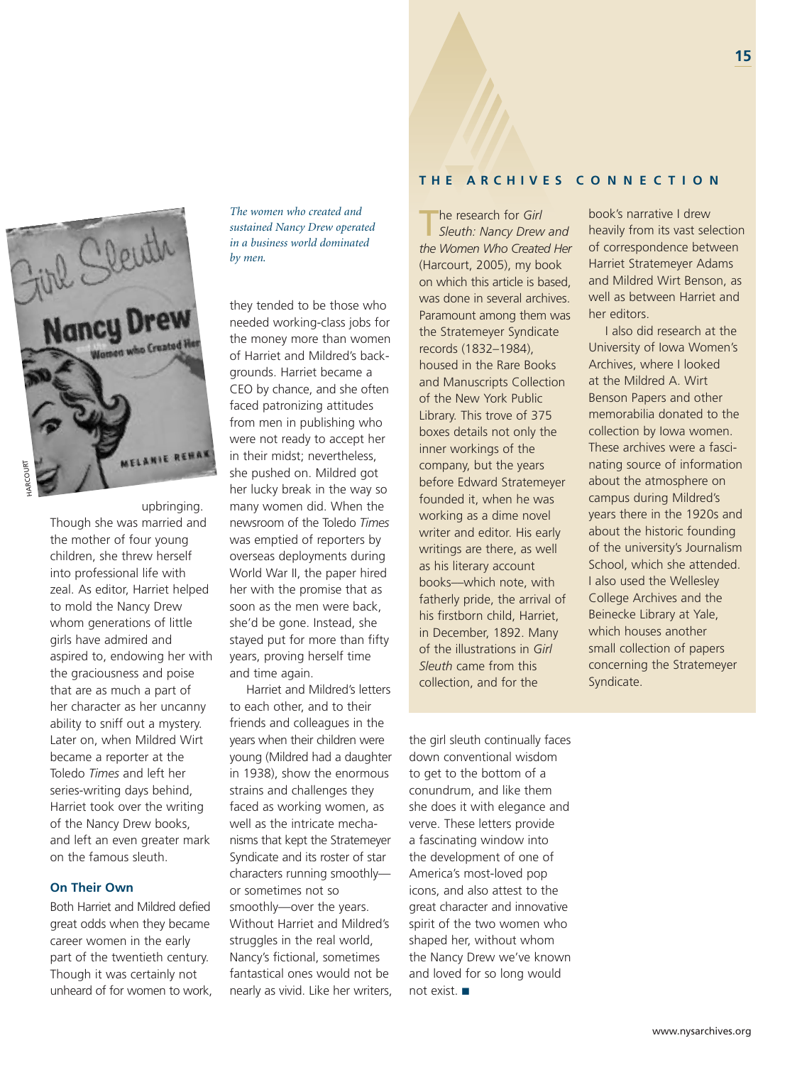upbringing. Though she was married and the mother of four young children, she threw herself into professional life with zeal. As editor, Harriet helped to mold the Nancy Drew whom generations of little girls have admired and aspired to, endowing her with the graciousness and poise that are as much a part of her character as her uncanny ability to sniff out a mystery. Later on, when Mildred Wirt became a reporter at the Toledo *Times* and left her series-writing days behind, Harriet took over the writing of the Nancy Drew books, and left an even greater mark on the famous sleuth.

### On Their Own

Both Harriet and Mildred defied great odds when they became career women in the early part of the twentieth century. Though it was certainly not unheard of for women to work, they tended to be those who needed working-class jobs for the money more than women of Harriet and Mildred's backgrounds. Harriet became a CEO by chance, and she often faced patronizing attitudes from men in publishing who were not ready to accept her in their midst; nevertheless, she pushed on. Mildred got her lucky break in the way so many women did. When the newsroom of the Toledo *Times* was emptied of reporters by overseas deployments during World War II, the paper hired her with the promise that as soon as the men were back, she'd be gone. Instead, she stayed put for more than fifty years, proving herself time and time again.

*The women who created and sustained Nancy Drew operated in a business world dominated by men.*

Harriet and Mildred's letters to each other, and to their friends and colleagues in the years when their children were young (Mildred had a daughter in 1938), show the enormous strains and challenges they faced as working women, as well as the intricate mechanisms that kept the Stratemeyer Syndicate and its roster of star characters running smoothly—or sometimes not so smoothly—over the years. Without Harriet and Mildred's struggles in the real world, Nancy's fictional, sometimes fantastical ones would not be nearly as vivid. Like her writers, the girl sleuth continually faces down conventional wisdom to get to the bottom of a conundrum, and like them she does it with elegance and verve. These letters provide a fascinating window into the development of one of America's most-loved pop icons, and also attest to the great character and innovative spirit of the two women who shaped her, without whom the Nancy Drew we've known and loved for so long would not exist. ■

## THE ARCHIVES CONNECTION

The research for *Girl Sleuth: Nancy Drew and the Women Who Created Her* (Harcourt, 2005), my book on which this article is based, was done in several archives. Paramount among them was the Stratemeyer Syndicate records (1832–1984), housed in the Rare Books and Manuscripts Collection of the New York Public Library. This trove of 375 boxes details not only the inner workings of the company, but the years before Edward Stratemeyer founded it, when he was working as a dime novel writer and editor. His early writings are there, as well as his literary account books—which note, with fatherly pride, the arrival of his firstborn child, Harriet, in December, 1892. Many of the illustrations in *Girl Sleuth* came from this collection, and for the book's narrative I drew heavily from its vast selection of correspondence between Harriet Stratemeyer Adams and Mildred Wirt Benson, as well as between Harriet and her editors.

I also did research at the University of Iowa Women's Archives, where I looked at the Mildred A. Wirt Benson Papers and other memorabilia donated to the collection by Iowa women. These archives were a fascinating source of information about the atmosphere on campus during Mildred's years there in the 1920s and about the historic founding of the university's Journalism School, which she attended. I also used the Wellesley College Archives and the Beinecke Library at Yale, which houses another small collection of papers concerning the Stratemeyer Syndicate.